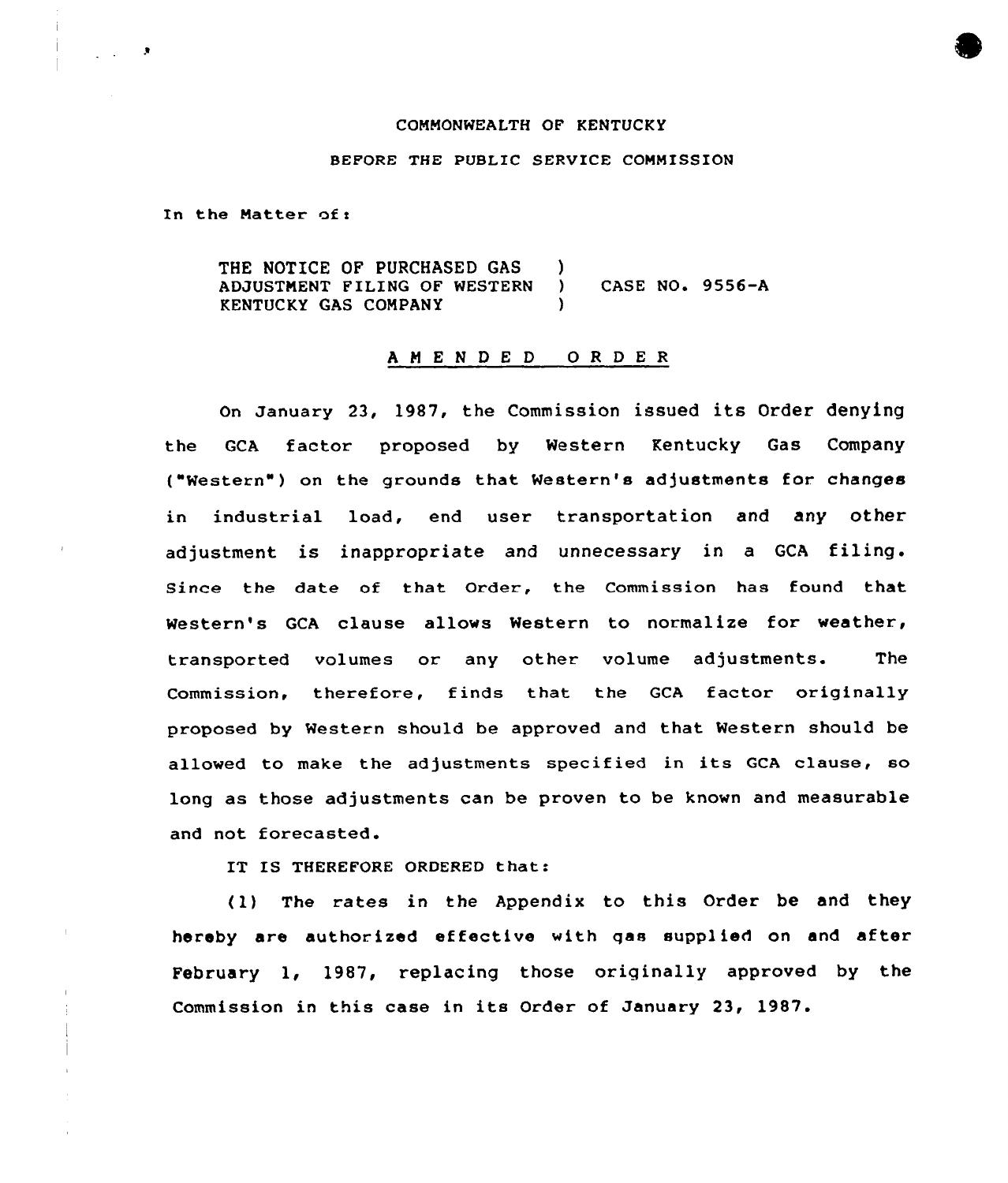COMMONWEALTH OF KENTUCKY

BEFORE THE PUBLIC SERVICE COMMISSION

In the Matter of:

THE NOTICE OF PURCHASED GAS ADJUSTMENT FILING OF WESTERN KENTUCKY GAS COMPANY ) CASE NO. 9556-A

# AMENDED ORDER

On January 23, 1987, the Commission issued its Order denying the GCA factor proposed by Western Kentucky Gas Company ("Western") on the grounds that Western's adjustments for changes in industrial load, end user transportation and any other adjustment is inappropriate and unnecessary in a GCA filing. Since the date of that Order, the Commission has found that Western's GCA clause allows Western to normalize for weather, transported volumes or any other volume adjustments. The Commission, therefore, finds that the GCA factor originally proposed by Western should be approved and that Western should be allowed to make the adjustments specified in its GCA clause, so long as those adjustments can be proven to be known and measurable and not forecasted.

IT IS THEREFORE ORDERED that:

(1) The rates in the Appendix to this Order be and they hereby are authorized effective with gas supplied on and after February 1, 1987, replacing those originally approved by the Commission in this case in its Order of January 23, 1987.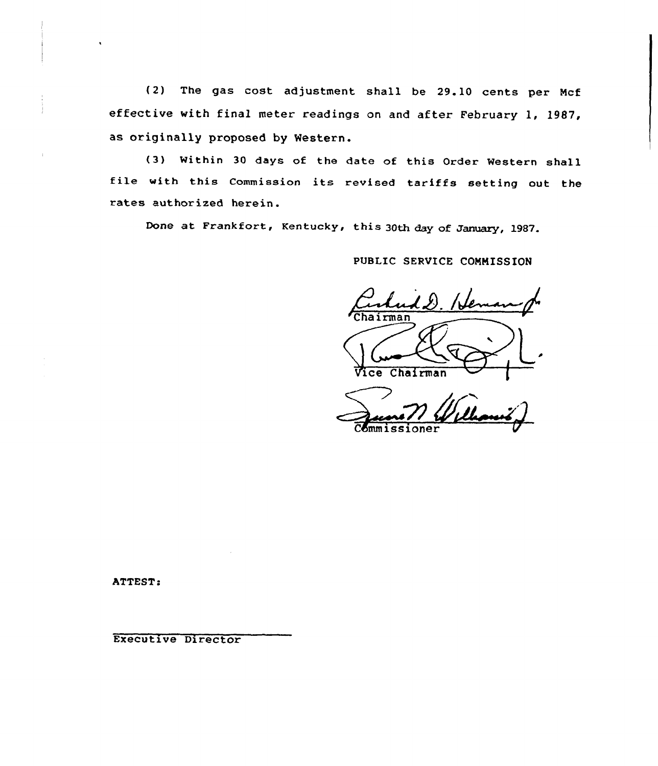(2) The gas cost adjustment shall be 29.10 cents per Mcf effective with final meter readings on and after February 1, 1987, as originally proposed by Western.

(3) Within 30 days of the date of this Order Western shall file with this Commission its revised tariffs setting out the rates authorized herein.

Done at Frankfort, Kentucky, this 30th day of January, 1987.

PUBLIC SERVICE COMMISSION

Chairman

Vice Chairman

Commissioner

ATTEST:

Executive Director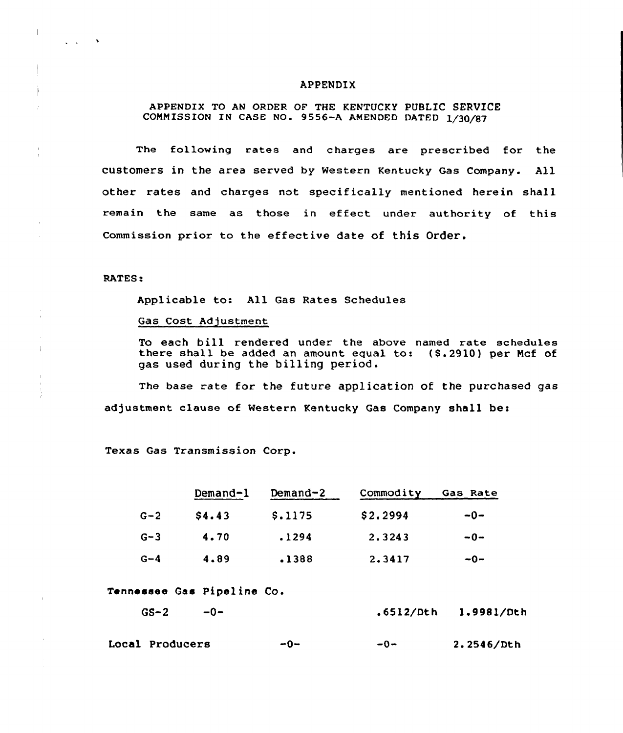# APPENDIX

APPENDIX TO AN ORDER OF THE KENTUCKY PUBLIC SERVICE COMMISSION IN CASE NO. 9556-A AMENDED DATED 1/30/87

The following rates and charges are prescribed for the customers in the area served by Western Kentucky Gas Company. All other rates and charges not specifically mentioned herein shall remain the same as those in effect under authority of this Commission prior to the effective date of this Order.

RATES:

Applicable to: All Gas Rates Schedules

Gas Cost Adjustment

To each bill rendered under the above named rate schedules there shall be added an amount equal to: ($.2910) per Mcf of gas used during the billing period.

The base rate for the future application of the purchased gas adjustment clause of Western Kentucky Gas Company shall be:

Texas Gas Transmission Corp.

| | Demand-1 | Demand-2 | Commodity | Gas Rate |
|---|---|---|---|---|
| G-2 | $4.43 | $.1175 | $2.2994 | -0- |
| G-3 | 4.70 | .1294 | 2.3243 | -0- |
| G-4 | 4.89 | .1388 | 2.3417 | -0- |

Tennessee Gas Pipeline Co.

| | Demand-1 | Demand-2 | Commodity | Gas Rate |
|---|---|---|---|---|
| GS-2 | -0- | | .6512/Dth | 1.9981/Dth |
| Local Producers | | -0- | -0- | 2.2546/Dth |